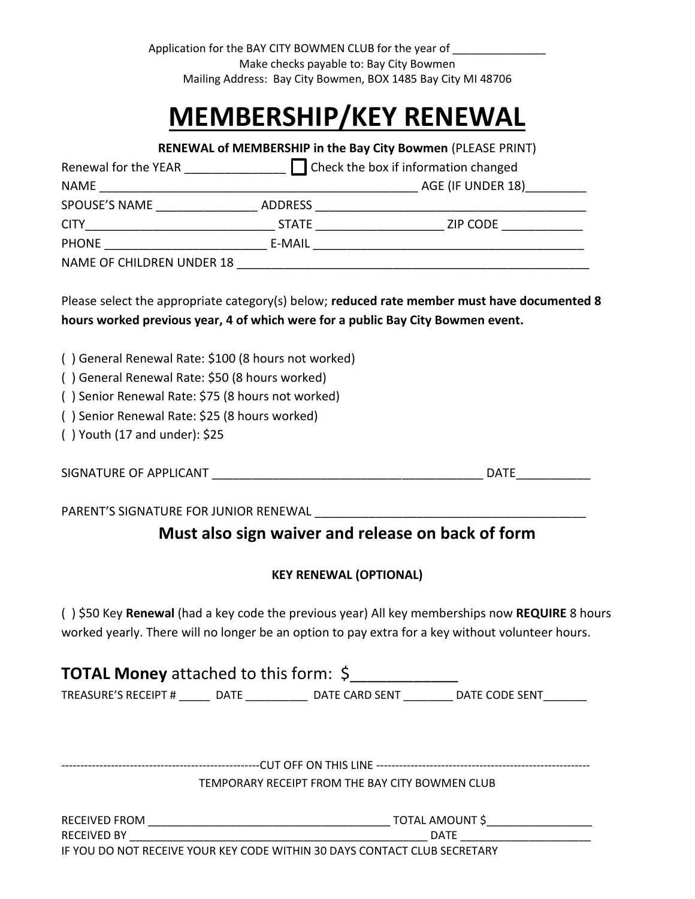Application for the BAY CITY BOWMEN CLUB for the year of _______________
Make checks payable to: Bay City Bowmen
Mailing Address: Bay City Bowmen, BOX 1485 Bay City MI 48706

# MEMBERSHIP/KEY RENEWAL

**RENEWAL of MEMBERSHIP in the Bay City Bowmen** (PLEASE PRINT)

Renewal for the YEAR _______________ ☐ Check the box if information changed

NAME _______________________________________________ AGE (IF UNDER 18)_________

SPOUSE'S NAME _______________ ADDRESS _________________________________________

CITY____________________________ STATE ___________________ ZIP CODE ____________

PHONE ________________________ E-MAIL _________________________________________

NAME OF CHILDREN UNDER 18 _____________________________________________________

Please select the appropriate category(s) below; **reduced rate member must have documented 8 hours worked previous year, 4 of which were for a public Bay City Bowmen event.**

( ) General Renewal Rate: $100 (8 hours not worked)
( ) General Renewal Rate: $50 (8 hours worked)
( ) Senior Renewal Rate: $75 (8 hours not worked)
( ) Senior Renewal Rate: $25 (8 hours worked)
( ) Youth (17 and under): $25

SIGNATURE OF APPLICANT _________________________________________ DATE___________

PARENT'S SIGNATURE FOR JUNIOR RENEWAL ________________________________________

## Must also sign waiver and release on back of form

**KEY RENEWAL (OPTIONAL)**

( ) $50 Key **Renewal** (had a key code the previous year) All key memberships now **REQUIRE** 8 hours worked yearly. There will no longer be an option to pay extra for a key without volunteer hours.

**TOTAL Money** attached to this form: $____________

TREASURE'S RECEIPT # _____ DATE __________ DATE CARD SENT ________ DATE CODE SENT_______

-----------------------------------------------------CUT OFF ON THIS LINE --------------------------------------------------------

TEMPORARY RECEIPT FROM THE BAY CITY BOWMEN CLUB

RECEIVED FROM ________________________________________ TOTAL AMOUNT $_________________
RECEIVED BY __________________________________________________ DATE ______________________
IF YOU DO NOT RECEIVE YOUR KEY CODE WITHIN 30 DAYS CONTACT CLUB SECRETARY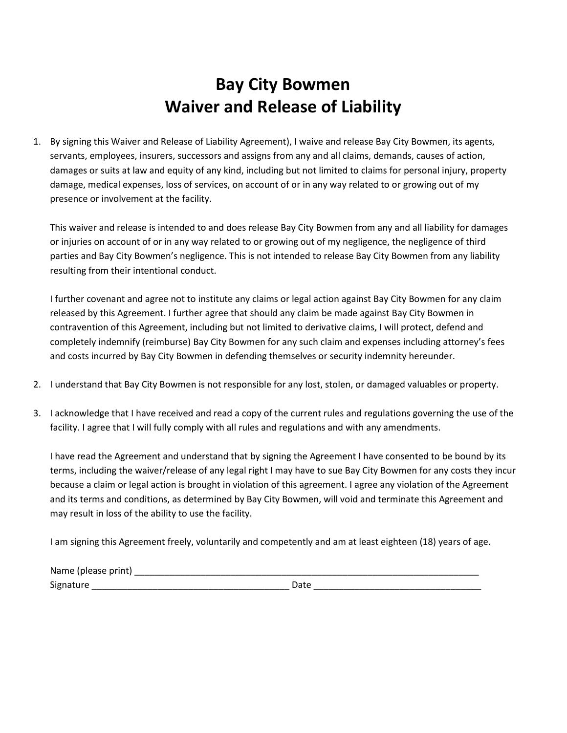# Bay City Bowmen
# Waiver and Release of Liability

1. By signing this Waiver and Release of Liability Agreement), I waive and release Bay City Bowmen, its agents, servants, employees, insurers, successors and assigns from any and all claims, demands, causes of action, damages or suits at law and equity of any kind, including but not limited to claims for personal injury, property damage, medical expenses, loss of services, on account of or in any way related to or growing out of my presence or involvement at the facility.

   This waiver and release is intended to and does release Bay City Bowmen from any and all liability for damages or injuries on account of or in any way related to or growing out of my negligence, the negligence of third parties and Bay City Bowmen's negligence. This is not intended to release Bay City Bowmen from any liability resulting from their intentional conduct.

   I further covenant and agree not to institute any claims or legal action against Bay City Bowmen for any claim released by this Agreement. I further agree that should any claim be made against Bay City Bowmen in contravention of this Agreement, including but not limited to derivative claims, I will protect, defend and completely indemnify (reimburse) Bay City Bowmen for any such claim and expenses including attorney's fees and costs incurred by Bay City Bowmen in defending themselves or security indemnity hereunder.

2. I understand that Bay City Bowmen is not responsible for any lost, stolen, or damaged valuables or property.

3. I acknowledge that I have received and read a copy of the current rules and regulations governing the use of the facility. I agree that I will fully comply with all rules and regulations and with any amendments.

   I have read the Agreement and understand that by signing the Agreement I have consented to be bound by its terms, including the waiver/release of any legal right I may have to sue Bay City Bowmen for any costs they incur because a claim or legal action is brought in violation of this agreement. I agree any violation of the Agreement and its terms and conditions, as determined by Bay City Bowmen, will void and terminate this Agreement and may result in loss of the ability to use the facility.

   I am signing this Agreement freely, voluntarily and competently and am at least eighteen (18) years of age.

   Name (please print) ______________________________________________________________________

   Signature ________________________________________ Date _________________________________